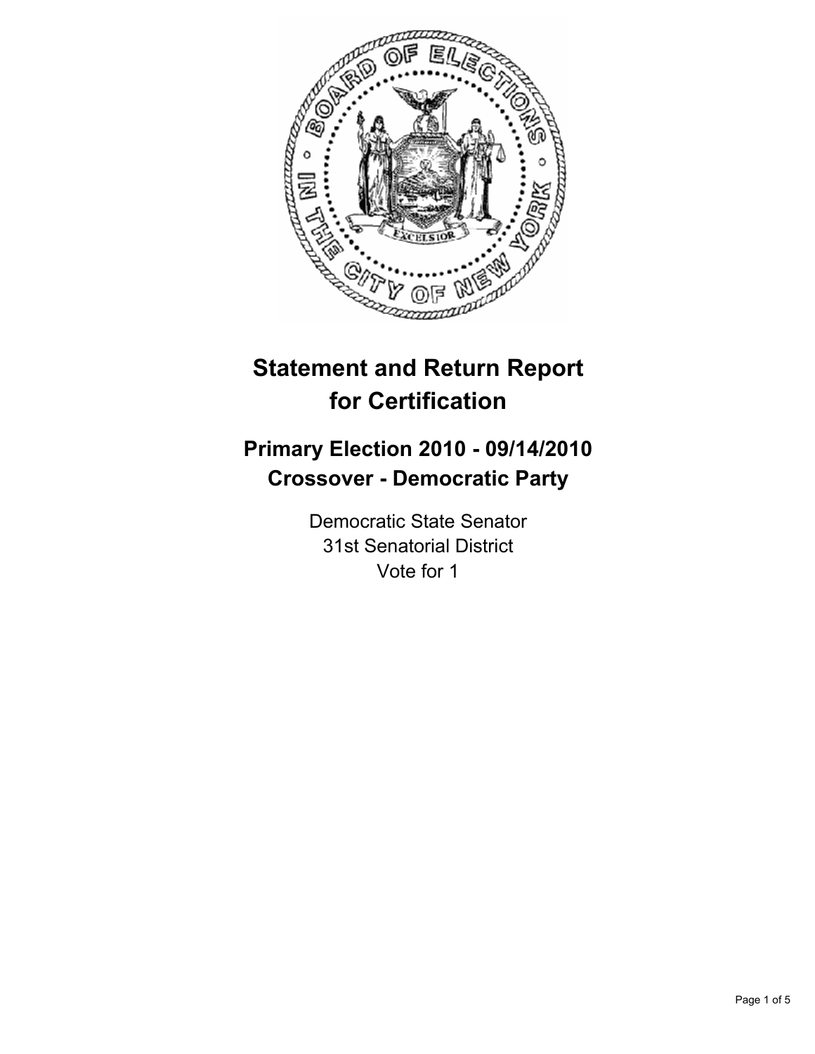# Statement and Return Report for Certification

## Primary Election 2010 - 09/14/2010
## Crossover - Democratic Party

Democratic State Senator
31st Senatorial District
Vote for 1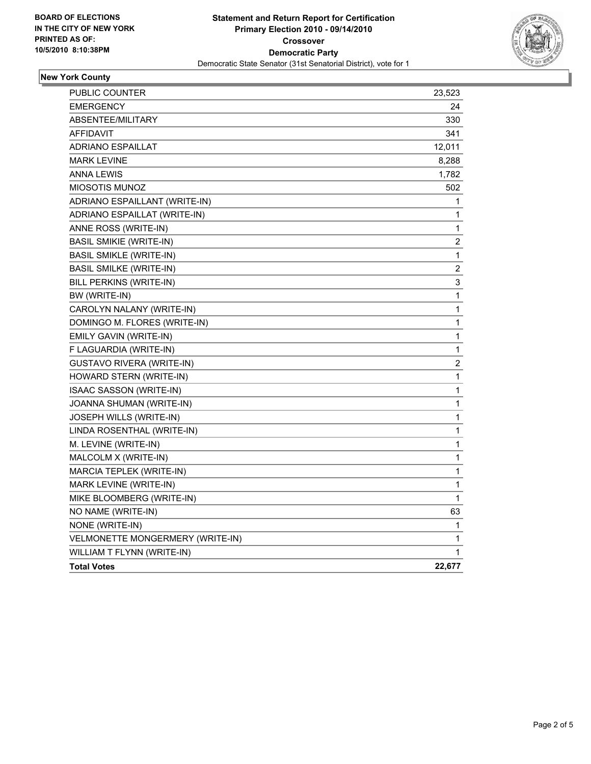BOARD OF ELECTIONS
IN THE CITY OF NEW YORK
PRINTED AS OF:
10/5/2010 8:10:38PM

# Statement and Return Report for Certification
## Primary Election 2010 - 09/14/2010
### Crossover
### Democratic Party
Democratic State Senator (31st Senatorial District), vote for 1

**New York County**

| | |
|---|---|
| PUBLIC COUNTER | 23,523 |
| EMERGENCY | 24 |
| ABSENTEE/MILITARY | 330 |
| AFFIDAVIT | 341 |
| ADRIANO ESPAILLAT | 12,011 |
| MARK LEVINE | 8,288 |
| ANNA LEWIS | 1,782 |
| MIOSOTIS MUNOZ | 502 |
| ADRIANO ESPAILLANT (WRITE-IN) | 1 |
| ADRIANO ESPAILLAT (WRITE-IN) | 1 |
| ANNE ROSS (WRITE-IN) | 1 |
| BASIL SMIKIE (WRITE-IN) | 2 |
| BASIL SMIKLE (WRITE-IN) | 1 |
| BASIL SMILKE (WRITE-IN) | 2 |
| BILL PERKINS (WRITE-IN) | 3 |
| BW (WRITE-IN) | 1 |
| CAROLYN NALANY (WRITE-IN) | 1 |
| DOMINGO M. FLORES (WRITE-IN) | 1 |
| EMILY GAVIN (WRITE-IN) | 1 |
| F LAGUARDIA (WRITE-IN) | 1 |
| GUSTAVO RIVERA (WRITE-IN) | 2 |
| HOWARD STERN (WRITE-IN) | 1 |
| ISAAC SASSON (WRITE-IN) | 1 |
| JOANNA SHUMAN (WRITE-IN) | 1 |
| JOSEPH WILLS (WRITE-IN) | 1 |
| LINDA ROSENTHAL (WRITE-IN) | 1 |
| M. LEVINE (WRITE-IN) | 1 |
| MALCOLM X (WRITE-IN) | 1 |
| MARCIA TEPLEK (WRITE-IN) | 1 |
| MARK LEVINE (WRITE-IN) | 1 |
| MIKE BLOOMBERG (WRITE-IN) | 1 |
| NO NAME (WRITE-IN) | 63 |
| NONE (WRITE-IN) | 1 |
| VELMONETTE MONGERMERY (WRITE-IN) | 1 |
| WILLIAM T FLYNN (WRITE-IN) | 1 |
| **Total Votes** | **22,677** |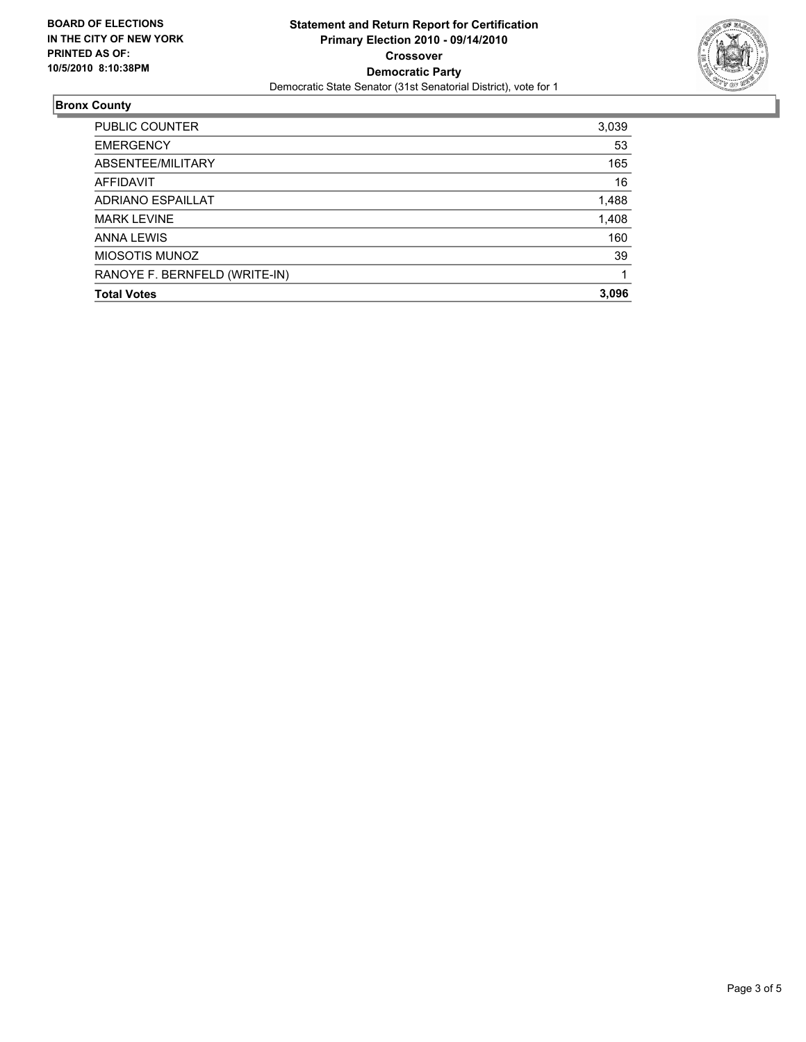**BOARD OF ELECTIONS IN THE CITY OF NEW YORK PRINTED AS OF: 10/5/2010 8:10:38PM**

**Statement and Return Report for Certification**
**Primary Election 2010 - 09/14/2010**
**Crossover**
**Democratic Party**
Democratic State Senator (31st Senatorial District), vote for 1

## Bronx County

| | |
|---|---|
| PUBLIC COUNTER | 3,039 |
| EMERGENCY | 53 |
| ABSENTEE/MILITARY | 165 |
| AFFIDAVIT | 16 |
| ADRIANO ESPAILLAT | 1,488 |
| MARK LEVINE | 1,408 |
| ANNA LEWIS | 160 |
| MIOSOTIS MUNOZ | 39 |
| RANOYE F. BERNFELD (WRITE-IN) | 1 |
| **Total Votes** | **3,096** |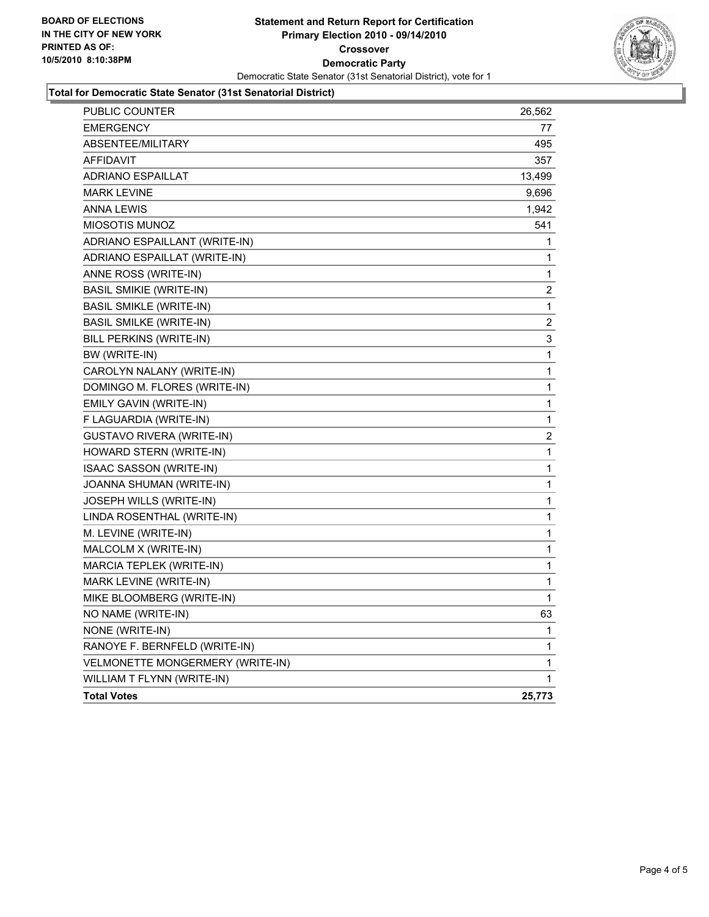**BOARD OF ELECTIONS IN THE CITY OF NEW YORK PRINTED AS OF: 10/5/2010 8:10:38PM**

# Statement and Return Report for Certification
## Primary Election 2010 - 09/14/2010
## Crossover
## Democratic Party

Democratic State Senator (31st Senatorial District), vote for 1

**Total for Democratic State Senator (31st Senatorial District)**

| | |
|---|---|
| PUBLIC COUNTER | 26,562 |
| EMERGENCY | 77 |
| ABSENTEE/MILITARY | 495 |
| AFFIDAVIT | 357 |
| ADRIANO ESPAILLAT | 13,499 |
| MARK LEVINE | 9,696 |
| ANNA LEWIS | 1,942 |
| MIOSOTIS MUNOZ | 541 |
| ADRIANO ESPAILLANT (WRITE-IN) | 1 |
| ADRIANO ESPAILLAT (WRITE-IN) | 1 |
| ANNE ROSS (WRITE-IN) | 1 |
| BASIL SMIKIE (WRITE-IN) | 2 |
| BASIL SMIKLE (WRITE-IN) | 1 |
| BASIL SMILKE (WRITE-IN) | 2 |
| BILL PERKINS (WRITE-IN) | 3 |
| BW (WRITE-IN) | 1 |
| CAROLYN NALANY (WRITE-IN) | 1 |
| DOMINGO M. FLORES (WRITE-IN) | 1 |
| EMILY GAVIN (WRITE-IN) | 1 |
| F LAGUARDIA (WRITE-IN) | 1 |
| GUSTAVO RIVERA (WRITE-IN) | 2 |
| HOWARD STERN (WRITE-IN) | 1 |
| ISAAC SASSON (WRITE-IN) | 1 |
| JOANNA SHUMAN (WRITE-IN) | 1 |
| JOSEPH WILLS (WRITE-IN) | 1 |
| LINDA ROSENTHAL (WRITE-IN) | 1 |
| M. LEVINE (WRITE-IN) | 1 |
| MALCOLM X (WRITE-IN) | 1 |
| MARCIA TEPLEK (WRITE-IN) | 1 |
| MARK LEVINE (WRITE-IN) | 1 |
| MIKE BLOOMBERG (WRITE-IN) | 1 |
| NO NAME (WRITE-IN) | 63 |
| NONE (WRITE-IN) | 1 |
| RANOYE F. BERNFELD (WRITE-IN) | 1 |
| VELMONETTE MONGERMERY (WRITE-IN) | 1 |
| WILLIAM T FLYNN (WRITE-IN) | 1 |
| **Total Votes** | **25,773** |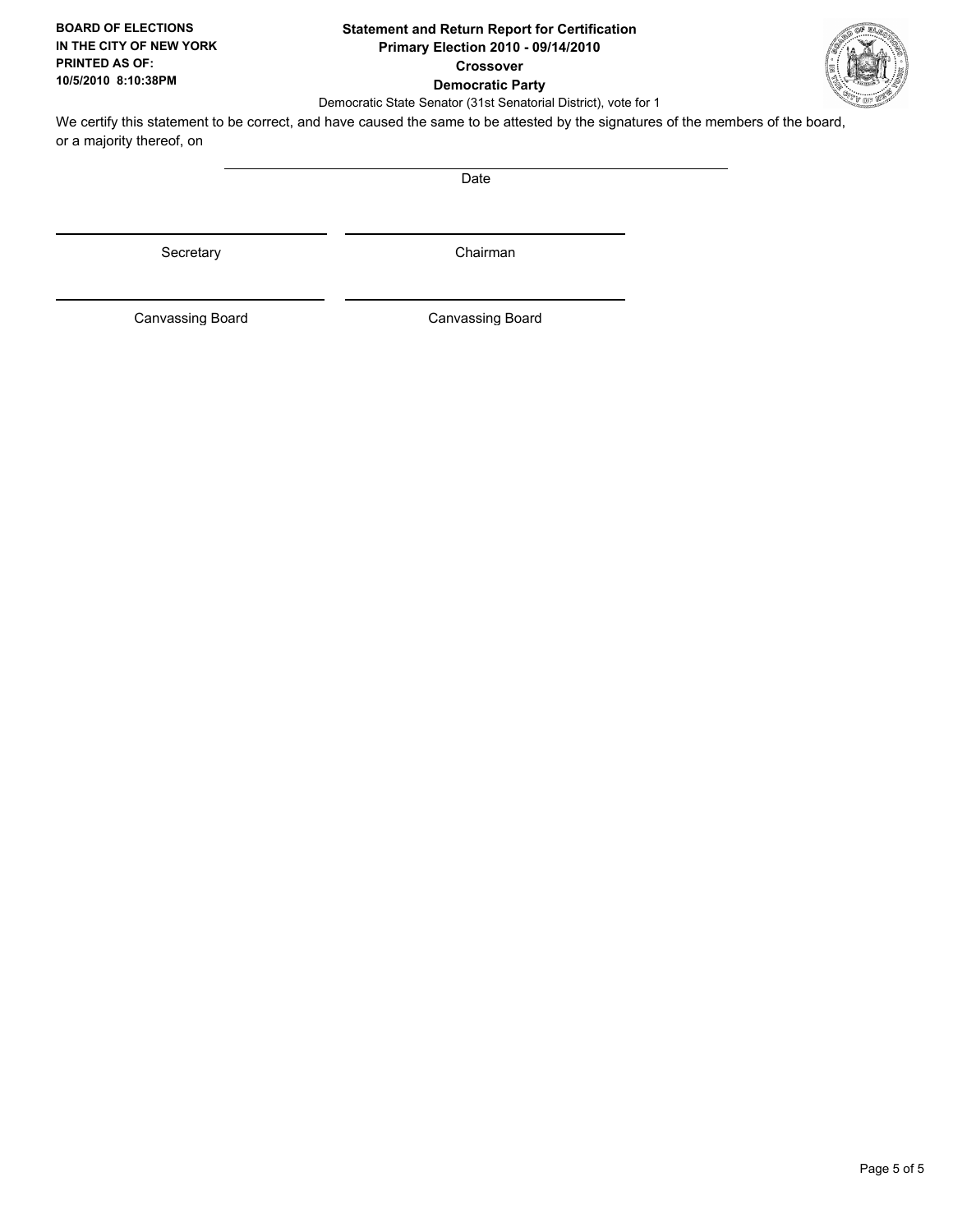**BOARD OF ELECTIONS IN THE CITY OF NEW YORK PRINTED AS OF: 10/5/2010 8:10:38PM**

**Statement and Return Report for Certification**
**Primary Election 2010 - 09/14/2010**
**Crossover**
**Democratic Party**
Democratic State Senator (31st Senatorial District), vote for 1

We certify this statement to be correct, and have caused the same to be attested by the signatures of the members of the board, or a majority thereof, on

\_\_\_\_\_\_\_\_\_\_\_\_\_\_\_\_\_\_\_\_\_\_\_\_\_\_\_\_\_\_\_\_\_\_\_\_\_\_\_\_
Date

\_\_\_\_\_\_\_\_\_\_\_\_\_\_\_\_\_\_\_\_\_\_\_\_\_\_\_\_
Secretary

\_\_\_\_\_\_\_\_\_\_\_\_\_\_\_\_\_\_\_\_\_\_\_\_\_\_\_\_
Chairman

\_\_\_\_\_\_\_\_\_\_\_\_\_\_\_\_\_\_\_\_\_\_\_\_\_\_\_\_
Canvassing Board

\_\_\_\_\_\_\_\_\_\_\_\_\_\_\_\_\_\_\_\_\_\_\_\_\_\_\_\_
Canvassing Board